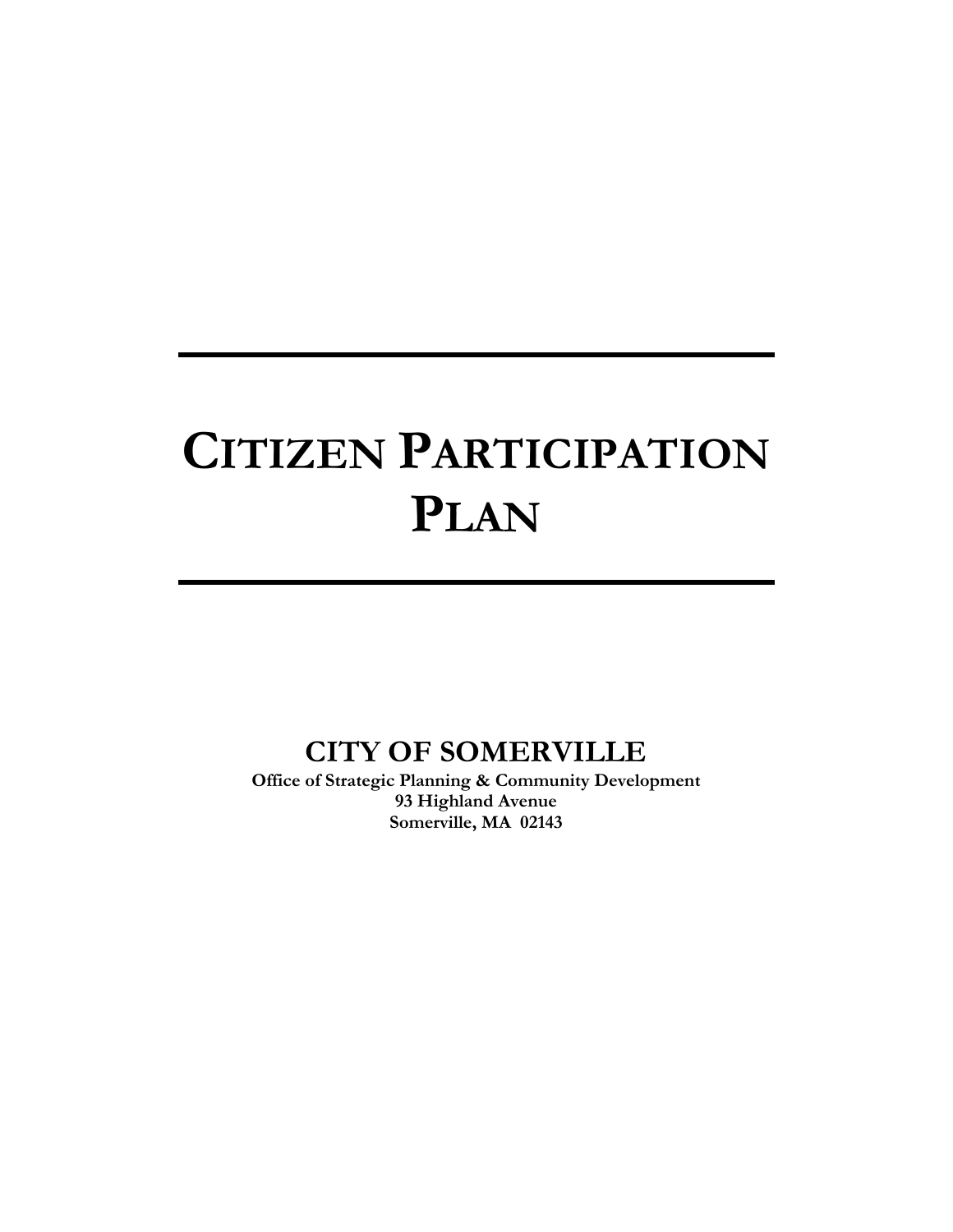# CITIZEN PARTICIPATION PLAN

## CITY OF SOMERVILLE

**Office of Strategic Planning & Community Development**
**93 Highland Avenue**
**Somerville, MA 02143**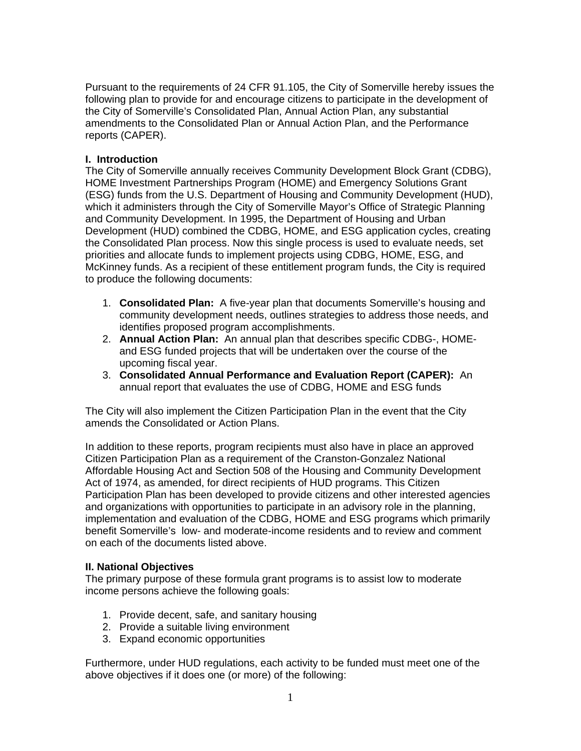Pursuant to the requirements of 24 CFR 91.105, the City of Somerville hereby issues the following plan to provide for and encourage citizens to participate in the development of the City of Somerville's Consolidated Plan, Annual Action Plan, any substantial amendments to the Consolidated Plan or Annual Action Plan, and the Performance reports (CAPER).

**I. Introduction**

The City of Somerville annually receives Community Development Block Grant (CDBG), HOME Investment Partnerships Program (HOME) and Emergency Solutions Grant (ESG) funds from the U.S. Department of Housing and Community Development (HUD), which it administers through the City of Somerville Mayor's Office of Strategic Planning and Community Development. In 1995, the Department of Housing and Urban Development (HUD) combined the CDBG, HOME, and ESG application cycles, creating the Consolidated Plan process. Now this single process is used to evaluate needs, set priorities and allocate funds to implement projects using CDBG, HOME, ESG, and McKinney funds. As a recipient of these entitlement program funds, the City is required to produce the following documents:

1. **Consolidated Plan:** A five-year plan that documents Somerville's housing and community development needs, outlines strategies to address those needs, and identifies proposed program accomplishments.
2. **Annual Action Plan:** An annual plan that describes specific CDBG-, HOME- and ESG funded projects that will be undertaken over the course of the upcoming fiscal year.
3. **Consolidated Annual Performance and Evaluation Report (CAPER):** An annual report that evaluates the use of CDBG, HOME and ESG funds

The City will also implement the Citizen Participation Plan in the event that the City amends the Consolidated or Action Plans.

In addition to these reports, program recipients must also have in place an approved Citizen Participation Plan as a requirement of the Cranston-Gonzalez National Affordable Housing Act and Section 508 of the Housing and Community Development Act of 1974, as amended, for direct recipients of HUD programs. This Citizen Participation Plan has been developed to provide citizens and other interested agencies and organizations with opportunities to participate in an advisory role in the planning, implementation and evaluation of the CDBG, HOME and ESG programs which primarily benefit Somerville's low- and moderate-income residents and to review and comment on each of the documents listed above.

**II. National Objectives**

The primary purpose of these formula grant programs is to assist low to moderate income persons achieve the following goals:

1. Provide decent, safe, and sanitary housing
2. Provide a suitable living environment
3. Expand economic opportunities

Furthermore, under HUD regulations, each activity to be funded must meet one of the above objectives if it does one (or more) of the following: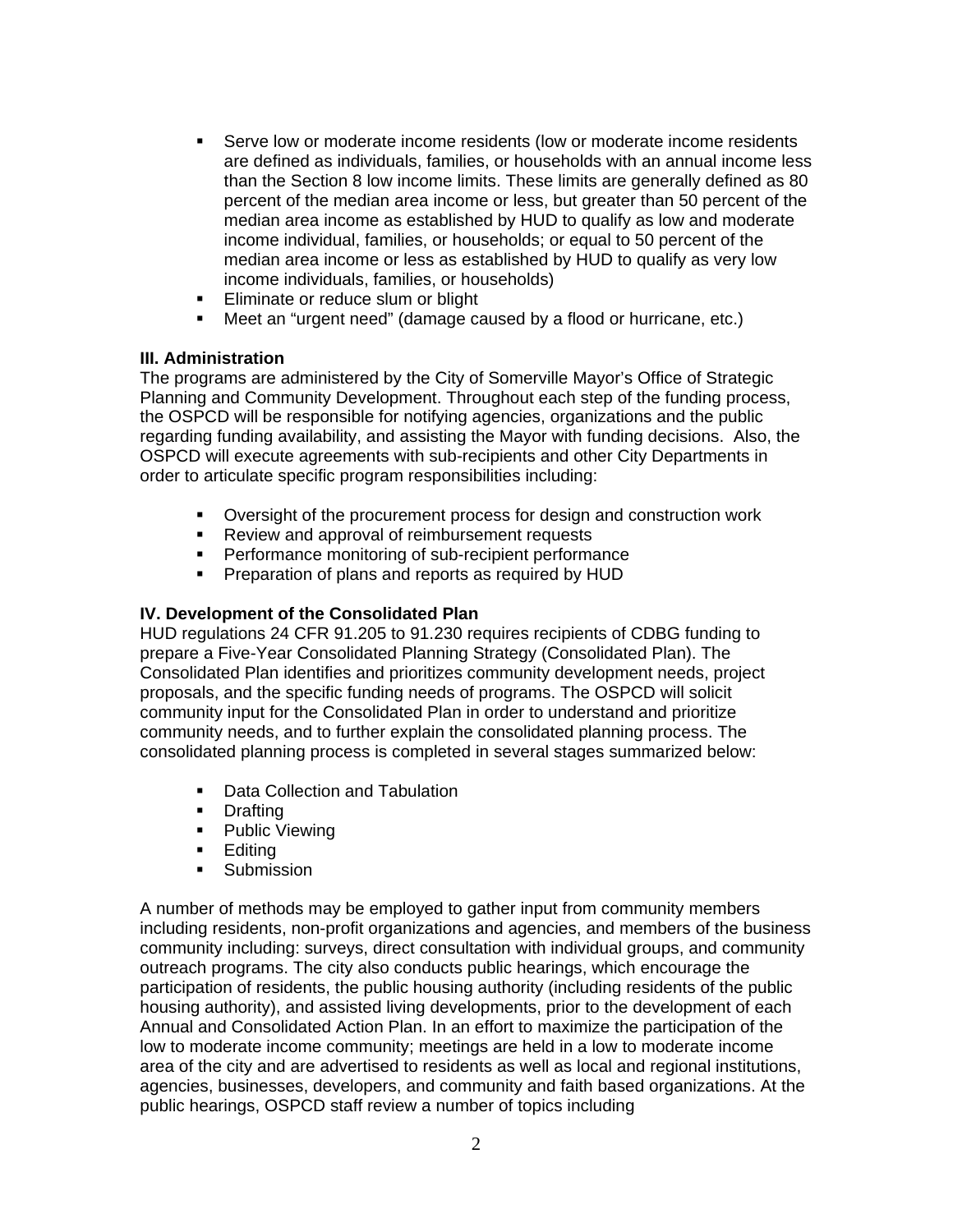- Serve low or moderate income residents (low or moderate income residents are defined as individuals, families, or households with an annual income less than the Section 8 low income limits. These limits are generally defined as 80 percent of the median area income or less, but greater than 50 percent of the median area income as established by HUD to qualify as low and moderate income individual, families, or households; or equal to 50 percent of the median area income or less as established by HUD to qualify as very low income individuals, families, or households)
- Eliminate or reduce slum or blight
- Meet an "urgent need" (damage caused by a flood or hurricane, etc.)

**III. Administration**

The programs are administered by the City of Somerville Mayor's Office of Strategic Planning and Community Development. Throughout each step of the funding process, the OSPCD will be responsible for notifying agencies, organizations and the public regarding funding availability, and assisting the Mayor with funding decisions. Also, the OSPCD will execute agreements with sub-recipients and other City Departments in order to articulate specific program responsibilities including:

- Oversight of the procurement process for design and construction work
- Review and approval of reimbursement requests
- Performance monitoring of sub-recipient performance
- Preparation of plans and reports as required by HUD

**IV. Development of the Consolidated Plan**

HUD regulations 24 CFR 91.205 to 91.230 requires recipients of CDBG funding to prepare a Five-Year Consolidated Planning Strategy (Consolidated Plan). The Consolidated Plan identifies and prioritizes community development needs, project proposals, and the specific funding needs of programs. The OSPCD will solicit community input for the Consolidated Plan in order to understand and prioritize community needs, and to further explain the consolidated planning process. The consolidated planning process is completed in several stages summarized below:

- Data Collection and Tabulation
- Drafting
- Public Viewing
- Editing
- Submission

A number of methods may be employed to gather input from community members including residents, non-profit organizations and agencies, and members of the business community including: surveys, direct consultation with individual groups, and community outreach programs. The city also conducts public hearings, which encourage the participation of residents, the public housing authority (including residents of the public housing authority), and assisted living developments, prior to the development of each Annual and Consolidated Action Plan. In an effort to maximize the participation of the low to moderate income community; meetings are held in a low to moderate income area of the city and are advertised to residents as well as local and regional institutions, agencies, businesses, developers, and community and faith based organizations. At the public hearings, OSPCD staff review a number of topics including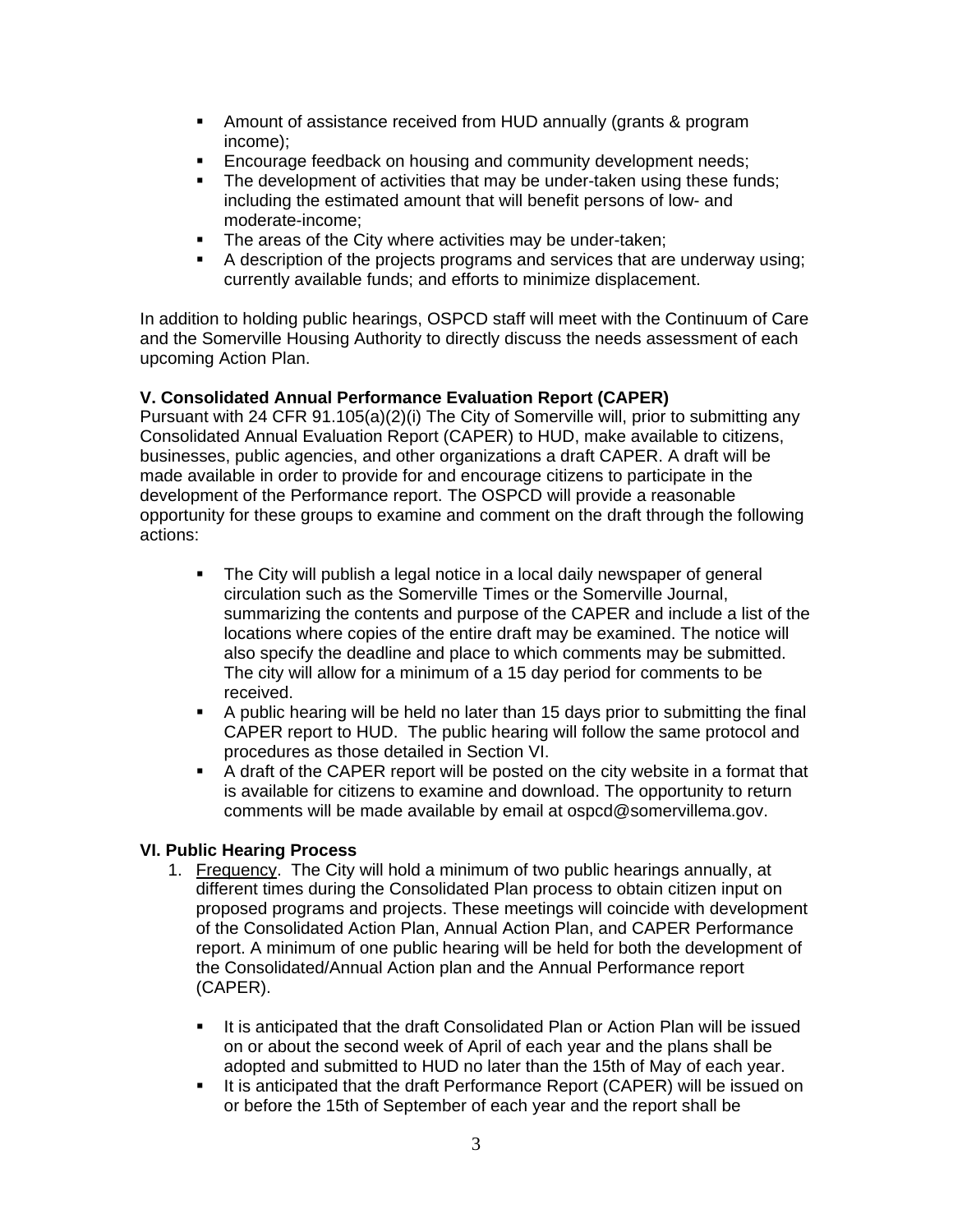- Amount of assistance received from HUD annually (grants & program income);
- Encourage feedback on housing and community development needs;
- The development of activities that may be under-taken using these funds; including the estimated amount that will benefit persons of low- and moderate-income;
- The areas of the City where activities may be under-taken;
- A description of the projects programs and services that are underway using; currently available funds; and efforts to minimize displacement.

In addition to holding public hearings, OSPCD staff will meet with the Continuum of Care and the Somerville Housing Authority to directly discuss the needs assessment of each upcoming Action Plan.

**V. Consolidated Annual Performance Evaluation Report (CAPER)**

Pursuant with 24 CFR 91.105(a)(2)(i) The City of Somerville will, prior to submitting any Consolidated Annual Evaluation Report (CAPER) to HUD, make available to citizens, businesses, public agencies, and other organizations a draft CAPER. A draft will be made available in order to provide for and encourage citizens to participate in the development of the Performance report. The OSPCD will provide a reasonable opportunity for these groups to examine and comment on the draft through the following actions:

- The City will publish a legal notice in a local daily newspaper of general circulation such as the Somerville Times or the Somerville Journal, summarizing the contents and purpose of the CAPER and include a list of the locations where copies of the entire draft may be examined. The notice will also specify the deadline and place to which comments may be submitted. The city will allow for a minimum of a 15 day period for comments to be received.
- A public hearing will be held no later than 15 days prior to submitting the final CAPER report to HUD. The public hearing will follow the same protocol and procedures as those detailed in Section VI.
- A draft of the CAPER report will be posted on the city website in a format that is available for citizens to examine and download. The opportunity to return comments will be made available by email at ospcd@somervillema.gov.

**VI. Public Hearing Process**

1. <u>Frequency</u>. The City will hold a minimum of two public hearings annually, at different times during the Consolidated Plan process to obtain citizen input on proposed programs and projects. These meetings will coincide with development of the Consolidated Action Plan, Annual Action Plan, and CAPER Performance report. A minimum of one public hearing will be held for both the development of the Consolidated/Annual Action plan and the Annual Performance report (CAPER).

   - It is anticipated that the draft Consolidated Plan or Action Plan will be issued on or about the second week of April of each year and the plans shall be adopted and submitted to HUD no later than the 15th of May of each year.
   - It is anticipated that the draft Performance Report (CAPER) will be issued on or before the 15th of September of each year and the report shall be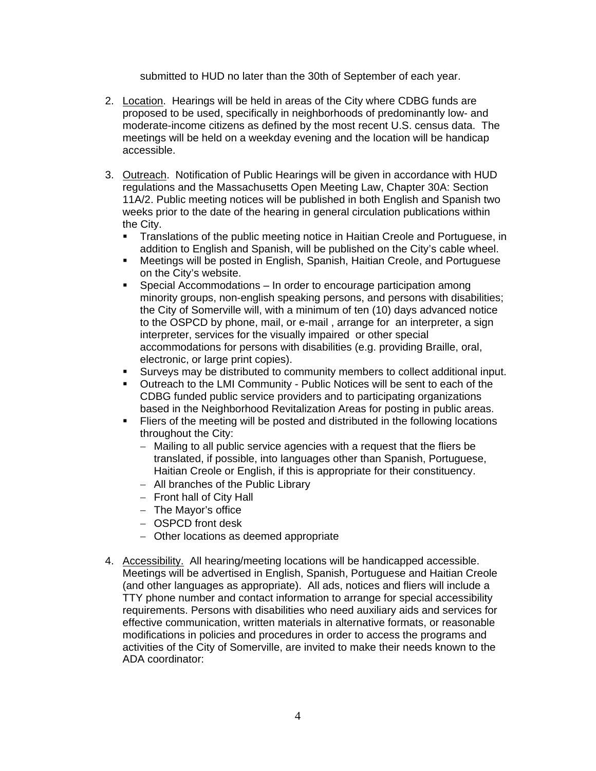submitted to HUD no later than the 30th of September of each year.

2. <u>Location</u>. Hearings will be held in areas of the City where CDBG funds are proposed to be used, specifically in neighborhoods of predominantly low- and moderate-income citizens as defined by the most recent U.S. census data. The meetings will be held on a weekday evening and the location will be handicap accessible.

3. <u>Outreach</u>. Notification of Public Hearings will be given in accordance with HUD regulations and the Massachusetts Open Meeting Law, Chapter 30A: Section 11A/2. Public meeting notices will be published in both English and Spanish two weeks prior to the date of the hearing in general circulation publications within the City.
   - Translations of the public meeting notice in Haitian Creole and Portuguese, in addition to English and Spanish, will be published on the City's cable wheel.
   - Meetings will be posted in English, Spanish, Haitian Creole, and Portuguese on the City's website.
   - Special Accommodations – In order to encourage participation among minority groups, non-english speaking persons, and persons with disabilities; the City of Somerville will, with a minimum of ten (10) days advanced notice to the OSPCD by phone, mail, or e-mail , arrange for an interpreter, a sign interpreter, services for the visually impaired or other special accommodations for persons with disabilities (e.g. providing Braille, oral, electronic, or large print copies).
   - Surveys may be distributed to community members to collect additional input.
   - Outreach to the LMI Community - Public Notices will be sent to each of the CDBG funded public service providers and to participating organizations based in the Neighborhood Revitalization Areas for posting in public areas.
   - Fliers of the meeting will be posted and distributed in the following locations throughout the City:
     - Mailing to all public service agencies with a request that the fliers be translated, if possible, into languages other than Spanish, Portuguese, Haitian Creole or English, if this is appropriate for their constituency.
     - All branches of the Public Library
     - Front hall of City Hall
     - The Mayor's office
     - OSPCD front desk
     - Other locations as deemed appropriate

4. <u>Accessibility.</u> All hearing/meeting locations will be handicapped accessible. Meetings will be advertised in English, Spanish, Portuguese and Haitian Creole (and other languages as appropriate). All ads, notices and fliers will include a TTY phone number and contact information to arrange for special accessibility requirements. Persons with disabilities who need auxiliary aids and services for effective communication, written materials in alternative formats, or reasonable modifications in policies and procedures in order to access the programs and activities of the City of Somerville, are invited to make their needs known to the ADA coordinator: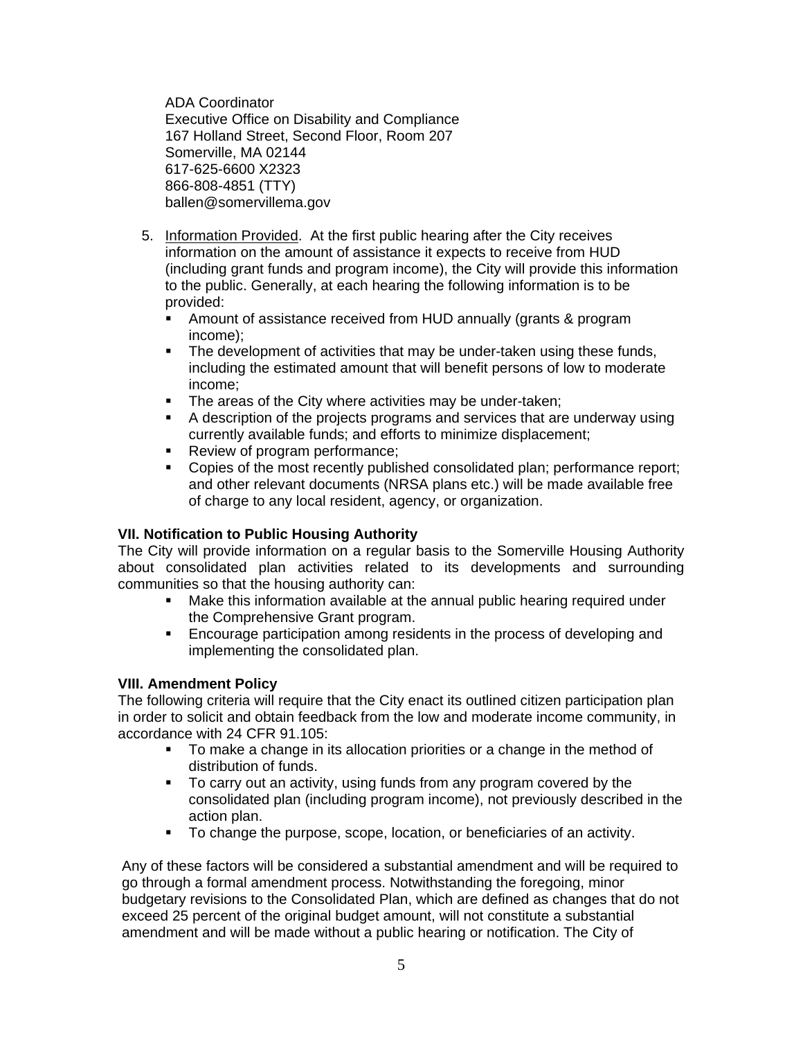ADA Coordinator
Executive Office on Disability and Compliance
167 Holland Street, Second Floor, Room 207
Somerville, MA 02144
617-625-6600 X2323
866-808-4851 (TTY)
ballen@somervillema.gov

5. Information Provided. At the first public hearing after the City receives information on the amount of assistance it expects to receive from HUD (including grant funds and program income), the City will provide this information to the public. Generally, at each hearing the following information is to be provided:
   - Amount of assistance received from HUD annually (grants & program income);
   - The development of activities that may be under-taken using these funds, including the estimated amount that will benefit persons of low to moderate income;
   - The areas of the City where activities may be under-taken;
   - A description of the projects programs and services that are underway using currently available funds; and efforts to minimize displacement;
   - Review of program performance;
   - Copies of the most recently published consolidated plan; performance report; and other relevant documents (NRSA plans etc.) will be made available free of charge to any local resident, agency, or organization.

**VII. Notification to Public Housing Authority**

The City will provide information on a regular basis to the Somerville Housing Authority about consolidated plan activities related to its developments and surrounding communities so that the housing authority can:

- Make this information available at the annual public hearing required under the Comprehensive Grant program.
- Encourage participation among residents in the process of developing and implementing the consolidated plan.

**VIII. Amendment Policy**

The following criteria will require that the City enact its outlined citizen participation plan in order to solicit and obtain feedback from the low and moderate income community, in accordance with 24 CFR 91.105:

- To make a change in its allocation priorities or a change in the method of distribution of funds.
- To carry out an activity, using funds from any program covered by the consolidated plan (including program income), not previously described in the action plan.
- To change the purpose, scope, location, or beneficiaries of an activity.

Any of these factors will be considered a substantial amendment and will be required to go through a formal amendment process. Notwithstanding the foregoing, minor budgetary revisions to the Consolidated Plan, which are defined as changes that do not exceed 25 percent of the original budget amount, will not constitute a substantial amendment and will be made without a public hearing or notification. The City of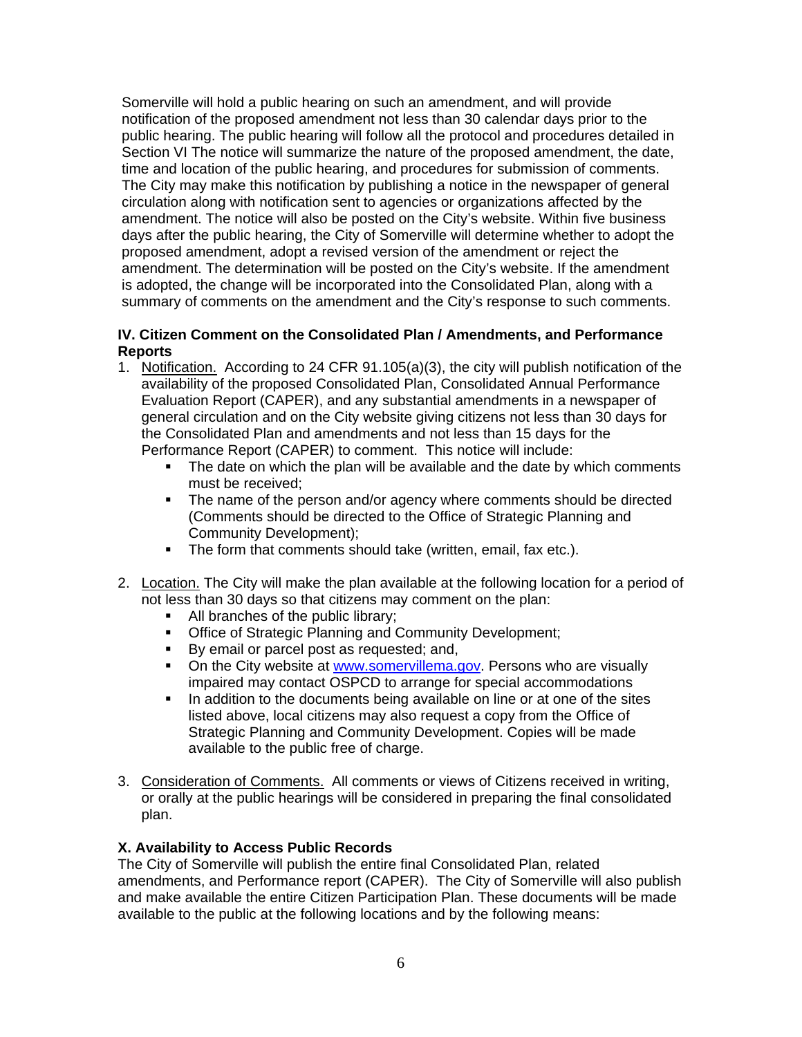Somerville will hold a public hearing on such an amendment, and will provide notification of the proposed amendment not less than 30 calendar days prior to the public hearing. The public hearing will follow all the protocol and procedures detailed in Section VI The notice will summarize the nature of the proposed amendment, the date, time and location of the public hearing, and procedures for submission of comments. The City may make this notification by publishing a notice in the newspaper of general circulation along with notification sent to agencies or organizations affected by the amendment. The notice will also be posted on the City's website. Within five business days after the public hearing, the City of Somerville will determine whether to adopt the proposed amendment, adopt a revised version of the amendment or reject the amendment. The determination will be posted on the City's website. If the amendment is adopted, the change will be incorporated into the Consolidated Plan, along with a summary of comments on the amendment and the City's response to such comments.

**IV. Citizen Comment on the Consolidated Plan / Amendments, and Performance Reports**

1. Notification. According to 24 CFR 91.105(a)(3), the city will publish notification of the availability of the proposed Consolidated Plan, Consolidated Annual Performance Evaluation Report (CAPER), and any substantial amendments in a newspaper of general circulation and on the City website giving citizens not less than 30 days for the Consolidated Plan and amendments and not less than 15 days for the Performance Report (CAPER) to comment. This notice will include:
   - The date on which the plan will be available and the date by which comments must be received;
   - The name of the person and/or agency where comments should be directed (Comments should be directed to the Office of Strategic Planning and Community Development);
   - The form that comments should take (written, email, fax etc.).

2. Location. The City will make the plan available at the following location for a period of not less than 30 days so that citizens may comment on the plan:
   - All branches of the public library;
   - Office of Strategic Planning and Community Development;
   - By email or parcel post as requested; and,
   - On the City website at www.somervillema.gov. Persons who are visually impaired may contact OSPCD to arrange for special accommodations
   - In addition to the documents being available on line or at one of the sites listed above, local citizens may also request a copy from the Office of Strategic Planning and Community Development. Copies will be made available to the public free of charge.

3. Consideration of Comments. All comments or views of Citizens received in writing, or orally at the public hearings will be considered in preparing the final consolidated plan.

**X. Availability to Access Public Records**

The City of Somerville will publish the entire final Consolidated Plan, related amendments, and Performance report (CAPER). The City of Somerville will also publish and make available the entire Citizen Participation Plan. These documents will be made available to the public at the following locations and by the following means: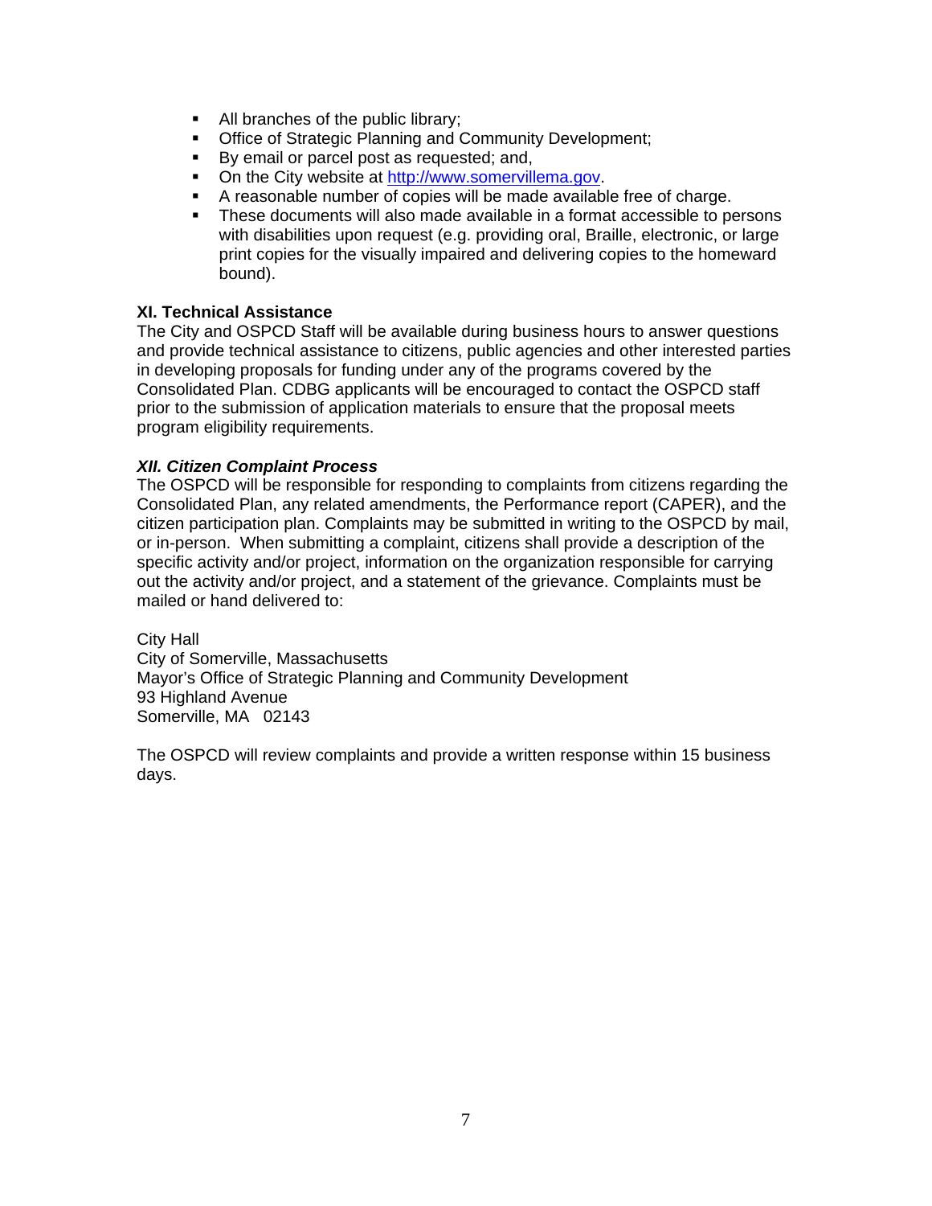- All branches of the public library;
- Office of Strategic Planning and Community Development;
- By email or parcel post as requested; and,
- On the City website at http://www.somervillema.gov.
- A reasonable number of copies will be made available free of charge.
- These documents will also made available in a format accessible to persons with disabilities upon request (e.g. providing oral, Braille, electronic, or large print copies for the visually impaired and delivering copies to the homeward bound).

**XI. Technical Assistance**

The City and OSPCD Staff will be available during business hours to answer questions and provide technical assistance to citizens, public agencies and other interested parties in developing proposals for funding under any of the programs covered by the Consolidated Plan. CDBG applicants will be encouraged to contact the OSPCD staff prior to the submission of application materials to ensure that the proposal meets program eligibility requirements.

***XII. Citizen Complaint Process***

The OSPCD will be responsible for responding to complaints from citizens regarding the Consolidated Plan, any related amendments, the Performance report (CAPER), and the citizen participation plan. Complaints may be submitted in writing to the OSPCD by mail, or in-person. When submitting a complaint, citizens shall provide a description of the specific activity and/or project, information on the organization responsible for carrying out the activity and/or project, and a statement of the grievance. Complaints must be mailed or hand delivered to:

City Hall
City of Somerville, Massachusetts
Mayor's Office of Strategic Planning and Community Development
93 Highland Avenue
Somerville, MA 02143

The OSPCD will review complaints and provide a written response within 15 business days.